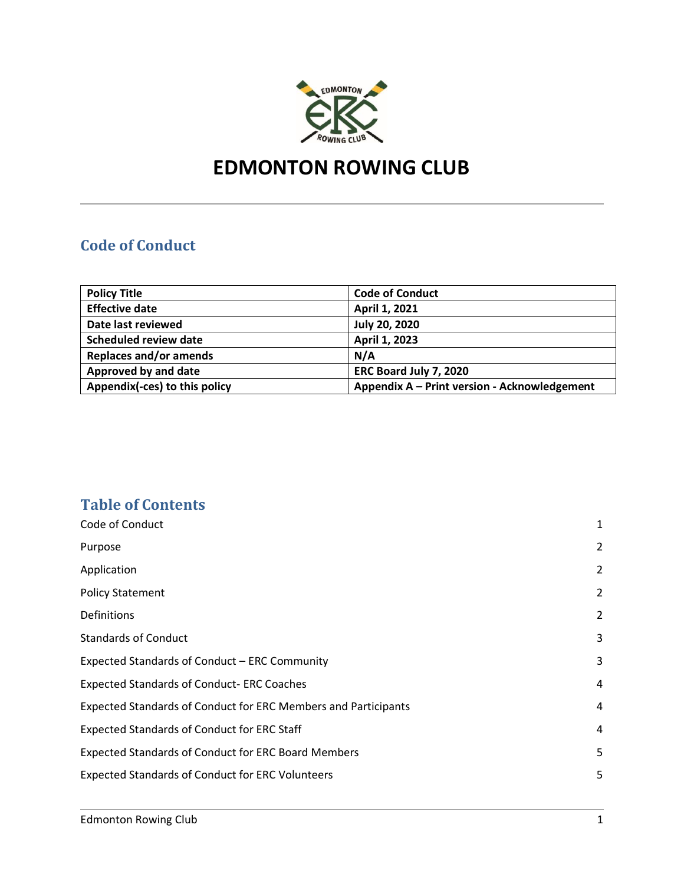# EDMONTON ROWING CLUB

## Code of Conduct

| Policy Title | Code of Conduct |
|---|---|
| Effective date | April 1, 2021 |
| Date last reviewed | July 20, 2020 |
| Scheduled review date | April 1, 2023 |
| Replaces and/or amends | N/A |
| Approved by and date | ERC Board July 7, 2020 |
| Appendix(-ces) to this policy | Appendix A – Print version - Acknowledgement |

## Table of Contents

| | |
|---|---|
| Code of Conduct | 1 |
| Purpose | 2 |
| Application | 2 |
| Policy Statement | 2 |
| Definitions | 2 |
| Standards of Conduct | 3 |
| Expected Standards of Conduct – ERC Community | 3 |
| Expected Standards of Conduct- ERC Coaches | 4 |
| Expected Standards of Conduct for ERC Members and Participants | 4 |
| Expected Standards of Conduct for ERC Staff | 4 |
| Expected Standards of Conduct for ERC Board Members | 5 |
| Expected Standards of Conduct for ERC Volunteers | 5 |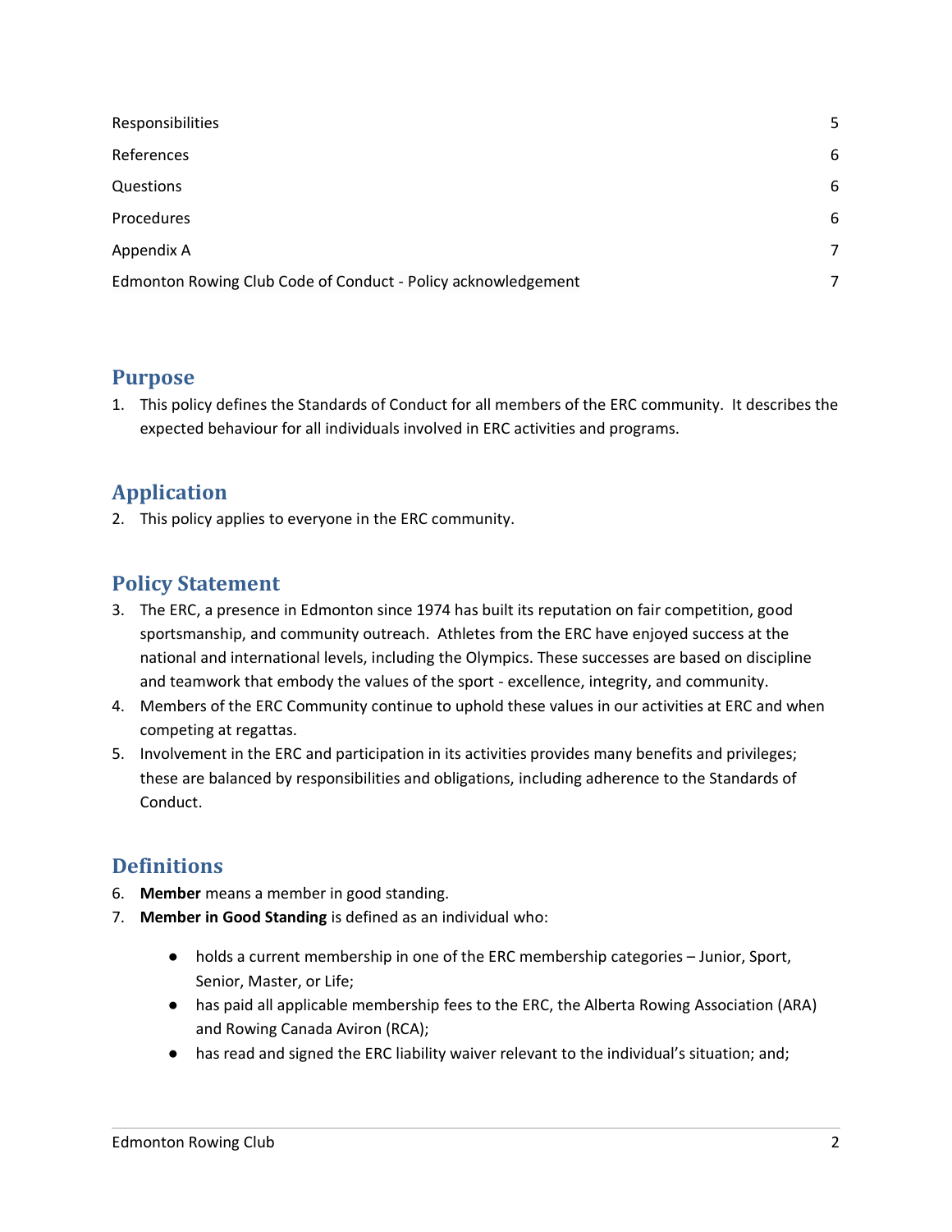| | |
|---|---|
| Responsibilities | 5 |
| References | 6 |
| Questions | 6 |
| Procedures | 6 |
| Appendix A | 7 |
| Edmonton Rowing Club Code of Conduct - Policy acknowledgement | 7 |

## Purpose

1. This policy defines the Standards of Conduct for all members of the ERC community. It describes the expected behaviour for all individuals involved in ERC activities and programs.

## Application

2. This policy applies to everyone in the ERC community.

## Policy Statement

3. The ERC, a presence in Edmonton since 1974 has built its reputation on fair competition, good sportsmanship, and community outreach. Athletes from the ERC have enjoyed success at the national and international levels, including the Olympics. These successes are based on discipline and teamwork that embody the values of the sport - excellence, integrity, and community.
4. Members of the ERC Community continue to uphold these values in our activities at ERC and when competing at regattas.
5. Involvement in the ERC and participation in its activities provides many benefits and privileges; these are balanced by responsibilities and obligations, including adherence to the Standards of Conduct.

## Definitions

6. **Member** means a member in good standing.
7. **Member in Good Standing** is defined as an individual who:

   - holds a current membership in one of the ERC membership categories – Junior, Sport, Senior, Master, or Life;
   - has paid all applicable membership fees to the ERC, the Alberta Rowing Association (ARA) and Rowing Canada Aviron (RCA);
   - has read and signed the ERC liability waiver relevant to the individual's situation; and;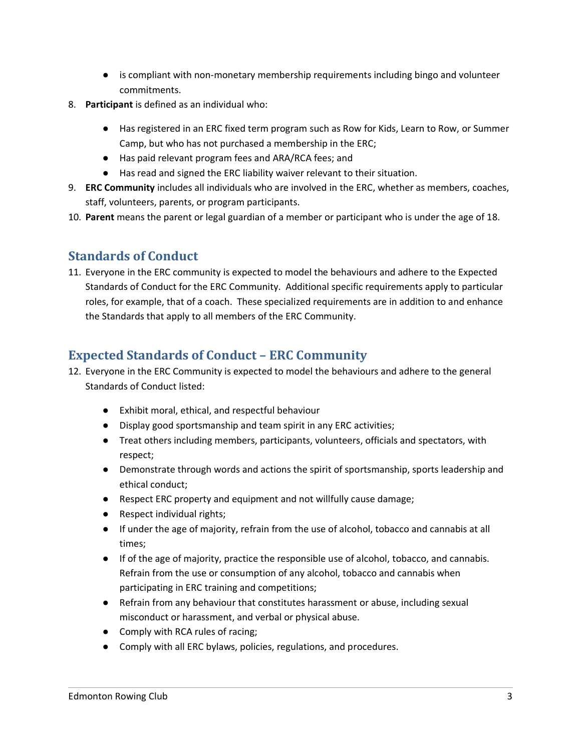- is compliant with non-monetary membership requirements including bingo and volunteer commitments.

8. **Participant** is defined as an individual who:

    - Has registered in an ERC fixed term program such as Row for Kids, Learn to Row, or Summer Camp, but who has not purchased a membership in the ERC;
    - Has paid relevant program fees and ARA/RCA fees; and
    - Has read and signed the ERC liability waiver relevant to their situation.

9. **ERC Community** includes all individuals who are involved in the ERC, whether as members, coaches, staff, volunteers, parents, or program participants.
10. **Parent** means the parent or legal guardian of a member or participant who is under the age of 18.

## Standards of Conduct

11. Everyone in the ERC community is expected to model the behaviours and adhere to the Expected Standards of Conduct for the ERC Community. Additional specific requirements apply to particular roles, for example, that of a coach. These specialized requirements are in addition to and enhance the Standards that apply to all members of the ERC Community.

## Expected Standards of Conduct – ERC Community

12. Everyone in the ERC Community is expected to model the behaviours and adhere to the general Standards of Conduct listed:

    - Exhibit moral, ethical, and respectful behaviour
    - Display good sportsmanship and team spirit in any ERC activities;
    - Treat others including members, participants, volunteers, officials and spectators, with respect;
    - Demonstrate through words and actions the spirit of sportsmanship, sports leadership and ethical conduct;
    - Respect ERC property and equipment and not willfully cause damage;
    - Respect individual rights;
    - If under the age of majority, refrain from the use of alcohol, tobacco and cannabis at all times;
    - If of the age of majority, practice the responsible use of alcohol, tobacco, and cannabis. Refrain from the use or consumption of any alcohol, tobacco and cannabis when participating in ERC training and competitions;
    - Refrain from any behaviour that constitutes harassment or abuse, including sexual misconduct or harassment, and verbal or physical abuse.
    - Comply with RCA rules of racing;
    - Comply with all ERC bylaws, policies, regulations, and procedures.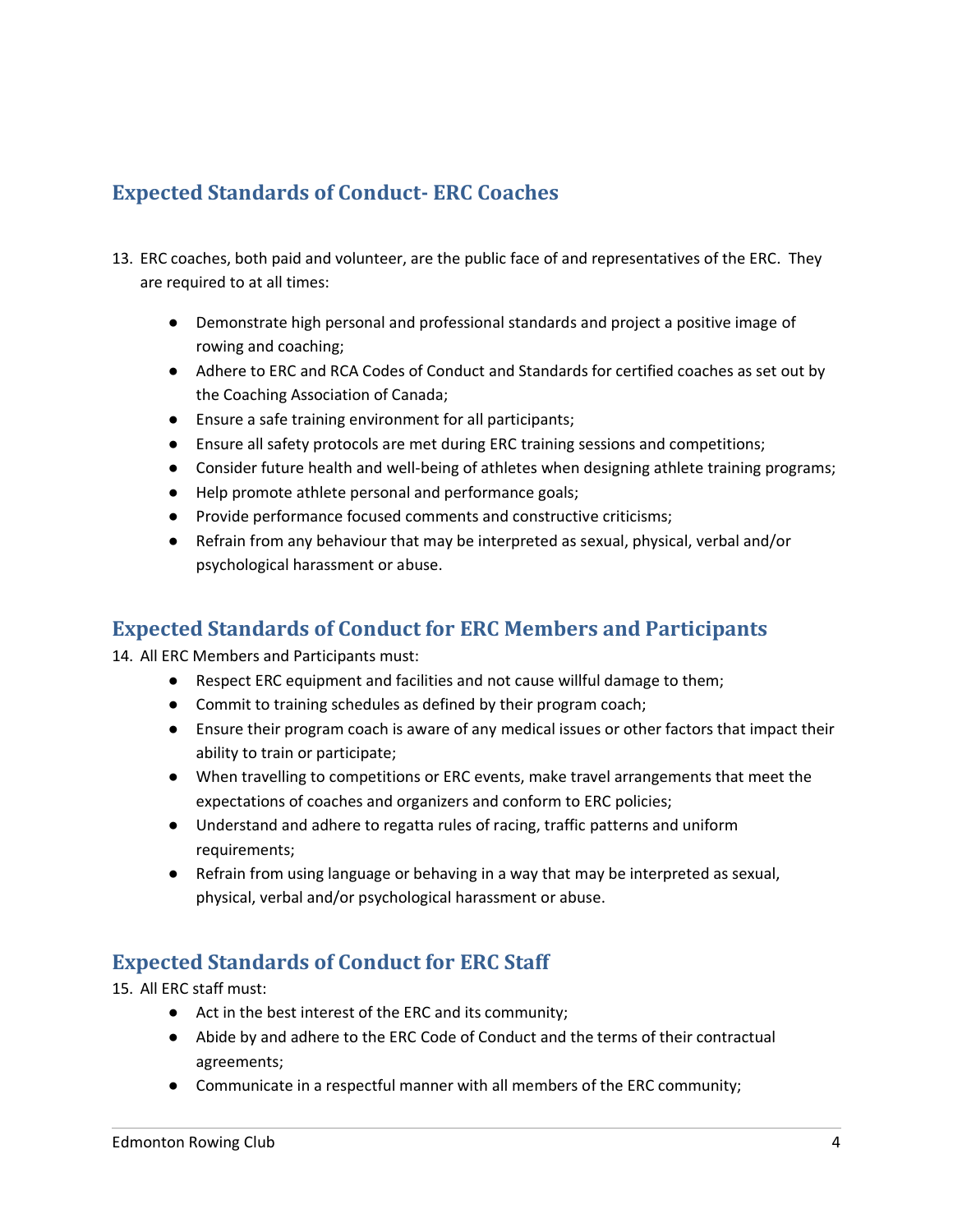## Expected Standards of Conduct- ERC Coaches

13. ERC coaches, both paid and volunteer, are the public face of and representatives of the ERC. They are required to at all times:

    - Demonstrate high personal and professional standards and project a positive image of rowing and coaching;
    - Adhere to ERC and RCA Codes of Conduct and Standards for certified coaches as set out by the Coaching Association of Canada;
    - Ensure a safe training environment for all participants;
    - Ensure all safety protocols are met during ERC training sessions and competitions;
    - Consider future health and well-being of athletes when designing athlete training programs;
    - Help promote athlete personal and performance goals;
    - Provide performance focused comments and constructive criticisms;
    - Refrain from any behaviour that may be interpreted as sexual, physical, verbal and/or psychological harassment or abuse.

## Expected Standards of Conduct for ERC Members and Participants

14. All ERC Members and Participants must:
    - Respect ERC equipment and facilities and not cause willful damage to them;
    - Commit to training schedules as defined by their program coach;
    - Ensure their program coach is aware of any medical issues or other factors that impact their ability to train or participate;
    - When travelling to competitions or ERC events, make travel arrangements that meet the expectations of coaches and organizers and conform to ERC policies;
    - Understand and adhere to regatta rules of racing, traffic patterns and uniform requirements;
    - Refrain from using language or behaving in a way that may be interpreted as sexual, physical, verbal and/or psychological harassment or abuse.

## Expected Standards of Conduct for ERC Staff

15. All ERC staff must:
    - Act in the best interest of the ERC and its community;
    - Abide by and adhere to the ERC Code of Conduct and the terms of their contractual agreements;
    - Communicate in a respectful manner with all members of the ERC community;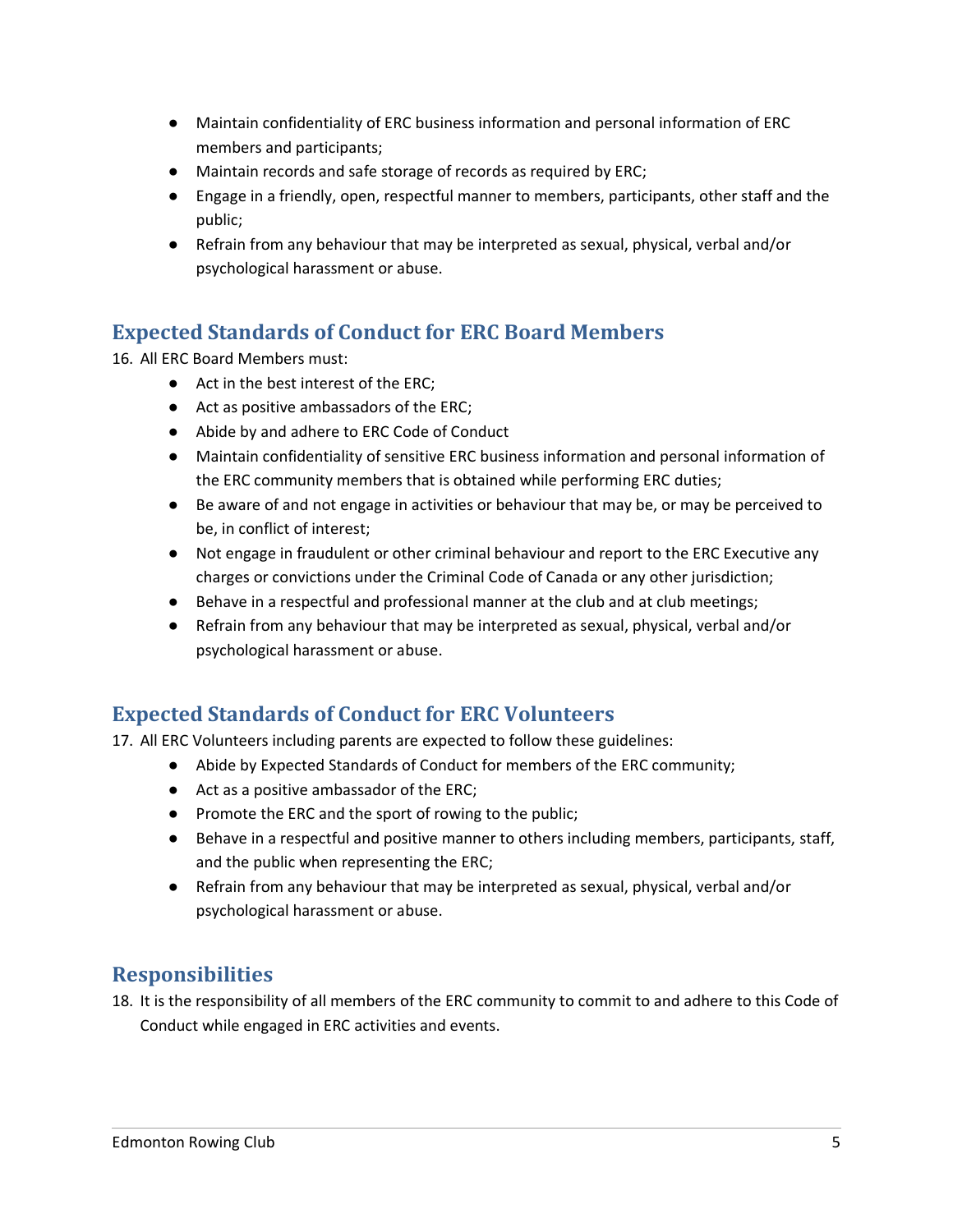- Maintain confidentiality of ERC business information and personal information of ERC members and participants;
- Maintain records and safe storage of records as required by ERC;
- Engage in a friendly, open, respectful manner to members, participants, other staff and the public;
- Refrain from any behaviour that may be interpreted as sexual, physical, verbal and/or psychological harassment or abuse.

## Expected Standards of Conduct for ERC Board Members

16. All ERC Board Members must:
    - Act in the best interest of the ERC;
    - Act as positive ambassadors of the ERC;
    - Abide by and adhere to ERC Code of Conduct
    - Maintain confidentiality of sensitive ERC business information and personal information of the ERC community members that is obtained while performing ERC duties;
    - Be aware of and not engage in activities or behaviour that may be, or may be perceived to be, in conflict of interest;
    - Not engage in fraudulent or other criminal behaviour and report to the ERC Executive any charges or convictions under the Criminal Code of Canada or any other jurisdiction;
    - Behave in a respectful and professional manner at the club and at club meetings;
    - Refrain from any behaviour that may be interpreted as sexual, physical, verbal and/or psychological harassment or abuse.

## Expected Standards of Conduct for ERC Volunteers

17. All ERC Volunteers including parents are expected to follow these guidelines:
    - Abide by Expected Standards of Conduct for members of the ERC community;
    - Act as a positive ambassador of the ERC;
    - Promote the ERC and the sport of rowing to the public;
    - Behave in a respectful and positive manner to others including members, participants, staff, and the public when representing the ERC;
    - Refrain from any behaviour that may be interpreted as sexual, physical, verbal and/or psychological harassment or abuse.

## Responsibilities

18. It is the responsibility of all members of the ERC community to commit to and adhere to this Code of Conduct while engaged in ERC activities and events.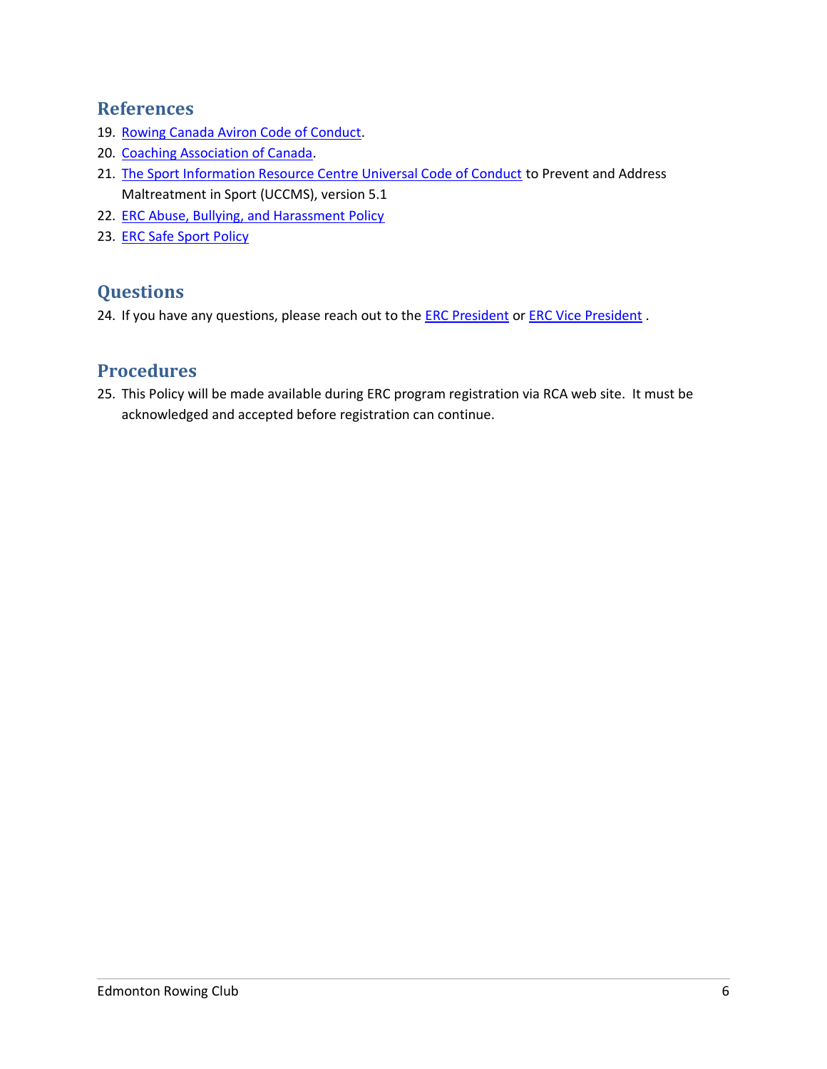## References

19. Rowing Canada Aviron Code of Conduct.
20. Coaching Association of Canada.
21. The Sport Information Resource Centre Universal Code of Conduct to Prevent and Address Maltreatment in Sport (UCCMS), version 5.1
22. ERC Abuse, Bullying, and Harassment Policy
23. ERC Safe Sport Policy

## Questions

24. If you have any questions, please reach out to the ERC President or ERC Vice President .

## Procedures

25. This Policy will be made available during ERC program registration via RCA web site. It must be acknowledged and accepted before registration can continue.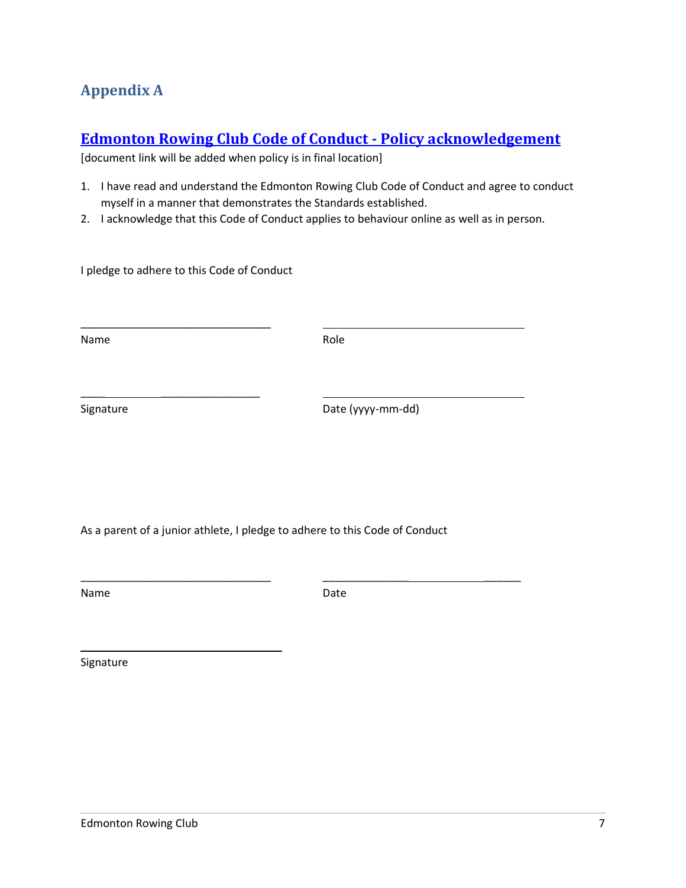# Appendix A

## Edmonton Rowing Club Code of Conduct - Policy acknowledgement

[document link will be added when policy is in final location]

1. I have read and understand the Edmonton Rowing Club Code of Conduct and agree to conduct myself in a manner that demonstrates the Standards established.
2. I acknowledge that this Code of Conduct applies to behaviour online as well as in person.

I pledge to adhere to this Code of Conduct

_______________________________ _______________________________

Name Role

_______________________________ _______________________________

Signature Date (yyyy-mm-dd)

As a parent of a junior athlete, I pledge to adhere to this Code of Conduct

_______________________________ _______________________________

Name Date

_______________________________

Signature